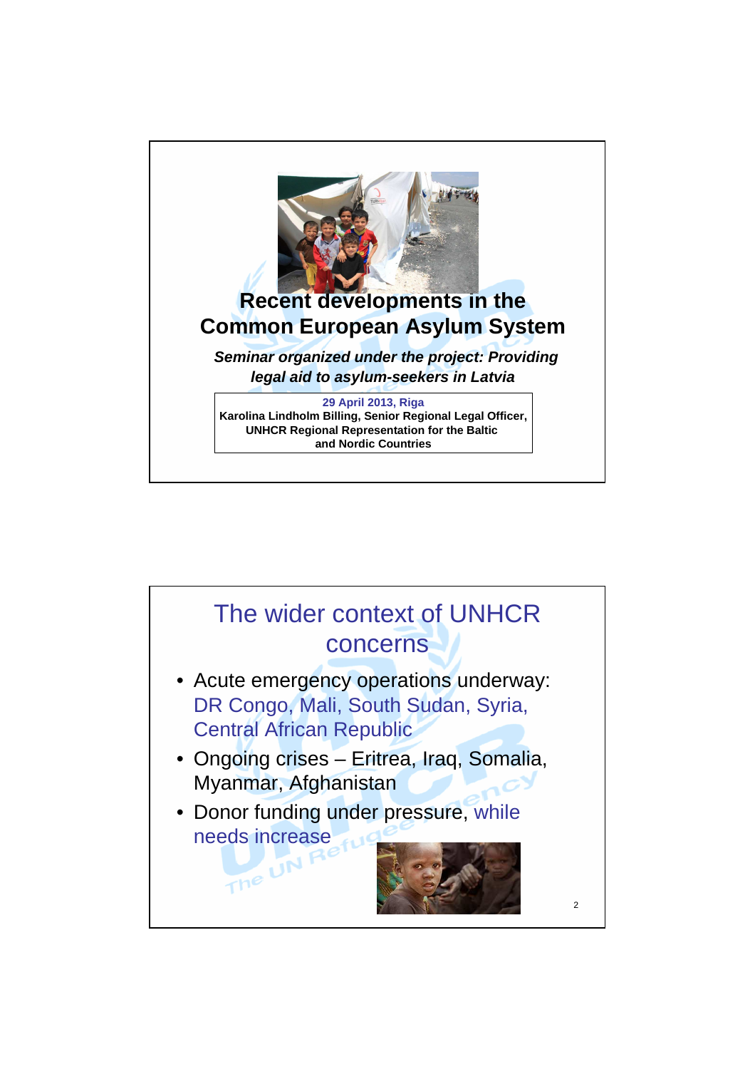# Recent developments in the Common European Asylum System

***Seminar organized under the project: Providing legal aid to asylum-seekers in Latvia***

**29 April 2013, Riga**
**Karolina Lindholm Billing, Senior Regional Legal Officer, UNHCR Regional Representation for the Baltic and Nordic Countries**

## The wider context of UNHCR concerns

- Acute emergency operations underway: DR Congo, Mali, South Sudan, Syria, Central African Republic
- Ongoing crises – Eritrea, Iraq, Somalia, Myanmar, Afghanistan
- Donor funding under pressure, while needs increase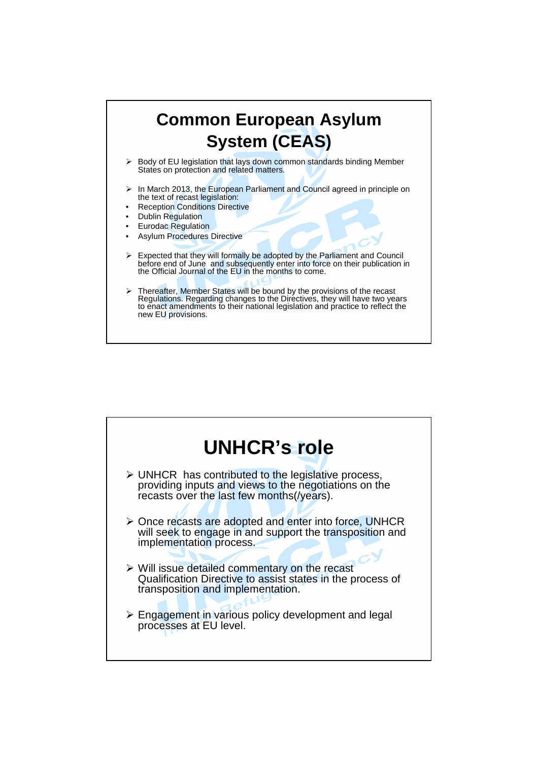# Common European Asylum System (CEAS)

- Body of EU legislation that lays down common standards binding Member States on protection and related matters.

- In March 2013, the European Parliament and Council agreed in principle on the text of recast legislation:
  - Reception Conditions Directive
  - Dublin Regulation
  - Eurodac Regulation
  - Asylum Procedures Directive

- Expected that they will formally be adopted by the Parliament and Council before end of June and subsequently enter into force on their publication in the Official Journal of the EU in the months to come.

- Thereafter, Member States will be bound by the provisions of the recast Regulations. Regarding changes to the Directives, they will have two years to enact amendments to their national legislation and practice to reflect the new EU provisions.

# UNHCR's role

- UNHCR has contributed to the legislative process, providing inputs and views to the negotiations on the recasts over the last few months(/years).

- Once recasts are adopted and enter into force, UNHCR will seek to engage in and support the transposition and implementation process.

- Will issue detailed commentary on the recast Qualification Directive to assist states in the process of transposition and implementation.

- Engagement in various policy development and legal processes at EU level.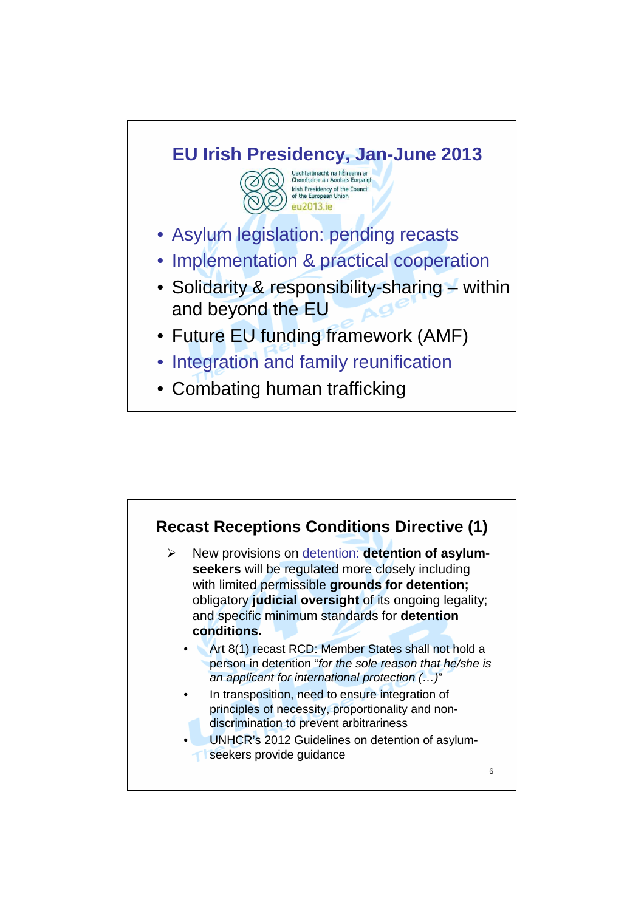## EU Irish Presidency, Jan-June 2013

Uachtaránacht na hÉireann ar Chomhairle an Aontais Eorpaigh
Irish Presidency of the Council of the European Union
eu2013.ie

- Asylum legislation: pending recasts
- Implementation & practical cooperation
- Solidarity & responsibility-sharing – within and beyond the EU
- Future EU funding framework (AMF)
- Integration and family reunification
- Combating human trafficking

## Recast Receptions Conditions Directive (1)

- New provisions on detention: **detention of asylum-seekers** will be regulated more closely including with limited permissible **grounds for detention;** obligatory **judicial oversight** of its ongoing legality; and specific minimum standards for **detention conditions.**
  - Art 8(1) recast RCD: Member States shall not hold a person in detention "*for the sole reason that he/she is an applicant for international protection (…)*"
  - In transposition, need to ensure integration of principles of necessity, proportionality and non-discrimination to prevent arbitrariness
  - UNHCR's 2012 Guidelines on detention of asylum-seekers provide guidance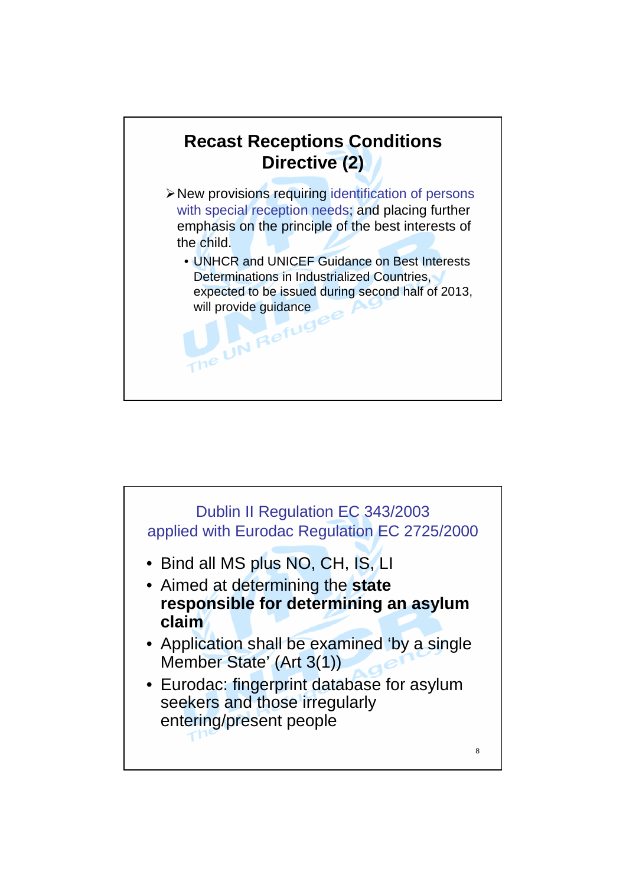## Recast Receptions Conditions Directive (2)

- New provisions requiring identification of persons with special reception needs; and placing further emphasis on the principle of the best interests of the child.
  - UNHCR and UNICEF Guidance on Best Interests Determinations in Industrialized Countries, expected to be issued during second half of 2013, will provide guidance

## Dublin II Regulation EC 343/2003 applied with Eurodac Regulation EC 2725/2000

- Bind all MS plus NO, CH, IS, LI
- Aimed at determining the **state responsible for determining an asylum claim**
- Application shall be examined 'by a single Member State' (Art 3(1))
- Eurodac: fingerprint database for asylum seekers and those irregularly entering/present people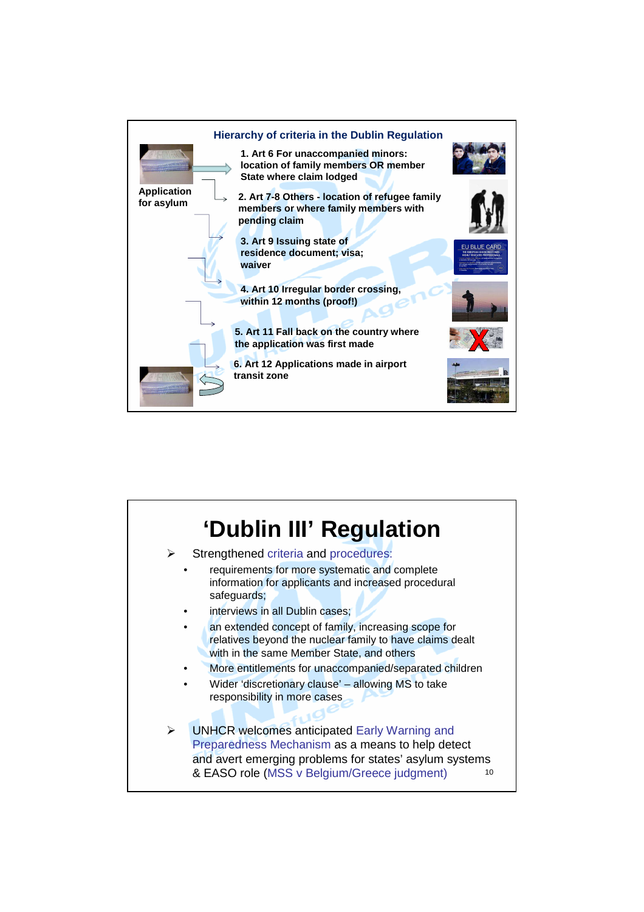## Hierarchy of criteria in the Dublin Regulation

Application for asylum

1. Art 6 For unaccompanied minors: location of family members OR member State where claim lodged
2. Art 7-8 Others - location of refugee family members or where family members with pending claim
3. Art 9 Issuing state of residence document; visa; waiver
4. Art 10 Irregular border crossing, within 12 months (proof!)
5. Art 11 Fall back on the country where the application was first made
6. Art 12 Applications made in airport transit zone

# 'Dublin III' Regulation

- Strengthened criteria and procedures:
  - requirements for more systematic and complete information for applicants and increased procedural safeguards;
  - interviews in all Dublin cases;
  - an extended concept of family, increasing scope for relatives beyond the nuclear family to have claims dealt with in the same Member State, and others
  - More entitlements for unaccompanied/separated children
  - Wider 'discretionary clause' – allowing MS to take responsibility in more cases
- UNHCR welcomes anticipated Early Warning and Preparedness Mechanism as a means to help detect and avert emerging problems for states' asylum systems & EASO role (MSS v Belgium/Greece judgment)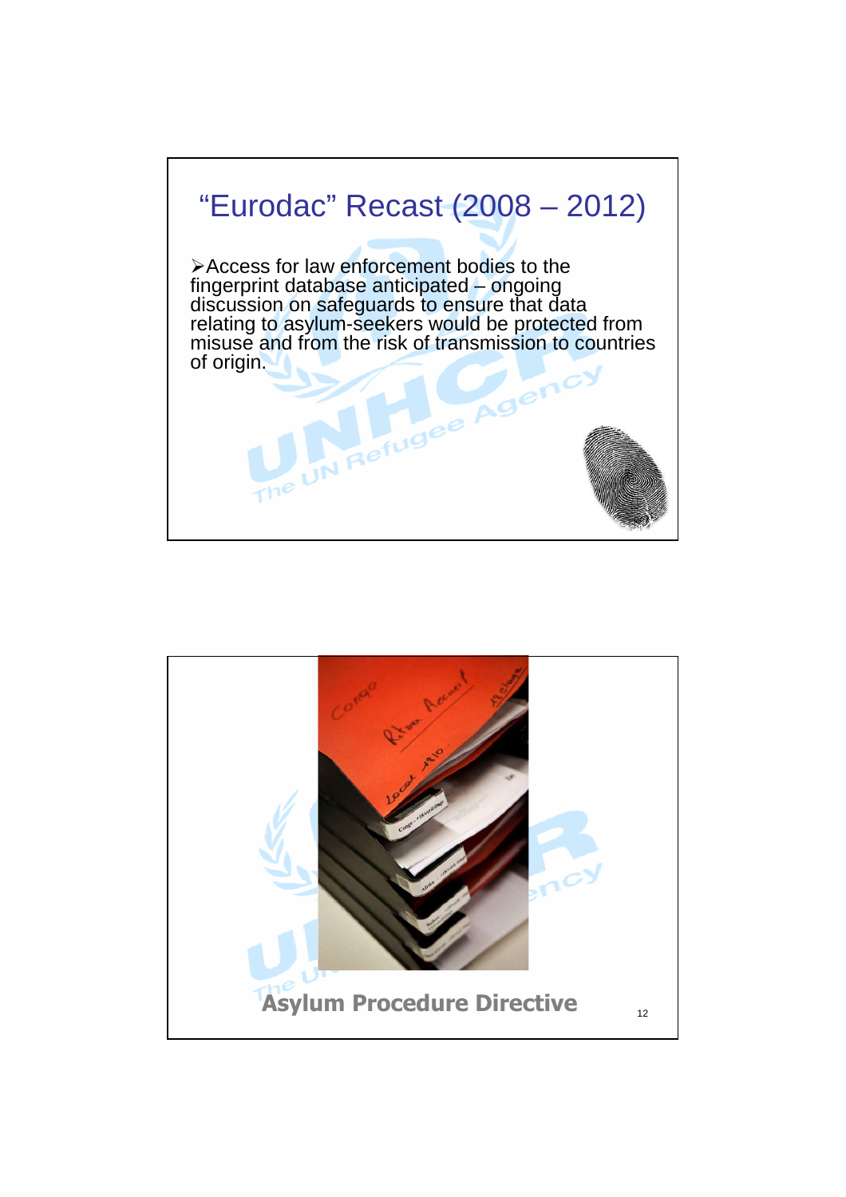# "Eurodac" Recast (2008 – 2012)

- Access for law enforcement bodies to the fingerprint database anticipated – ongoing discussion on safeguards to ensure that data relating to asylum-seekers would be protected from misuse and from the risk of transmission to countries of origin.

## Asylum Procedure Directive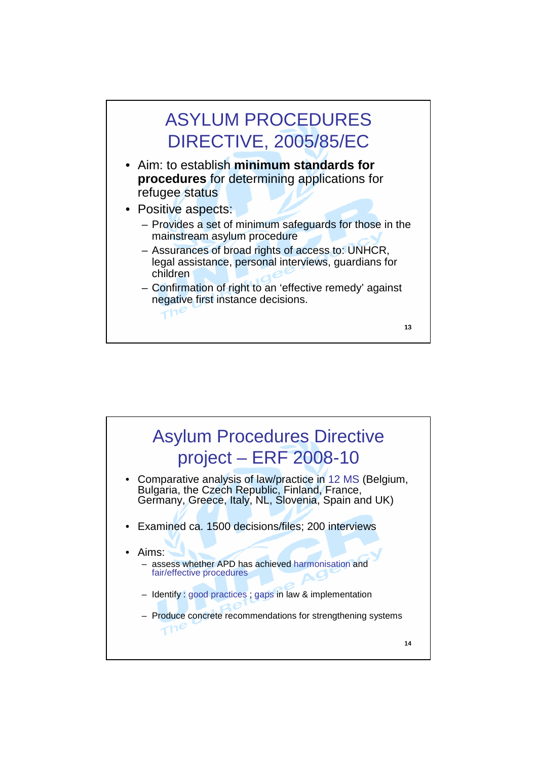# ASYLUM PROCEDURES DIRECTIVE, 2005/85/EC

- Aim: to establish **minimum standards for procedures** for determining applications for refugee status
- Positive aspects:
  - Provides a set of minimum safeguards for those in the mainstream asylum procedure
  - Assurances of broad rights of access to: UNHCR, legal assistance, personal interviews, guardians for children
  - Confirmation of right to an 'effective remedy' against negative first instance decisions.

# Asylum Procedures Directive project – ERF 2008-10

- Comparative analysis of law/practice in 12 MS (Belgium, Bulgaria, the Czech Republic, Finland, France, Germany, Greece, Italy, NL, Slovenia, Spain and UK)
- Examined ca. 1500 decisions/files; 200 interviews
- Aims:
  - assess whether APD has achieved harmonisation and fair/effective procedures
  - Identify : good practices ; gaps in law & implementation
  - Produce concrete recommendations for strengthening systems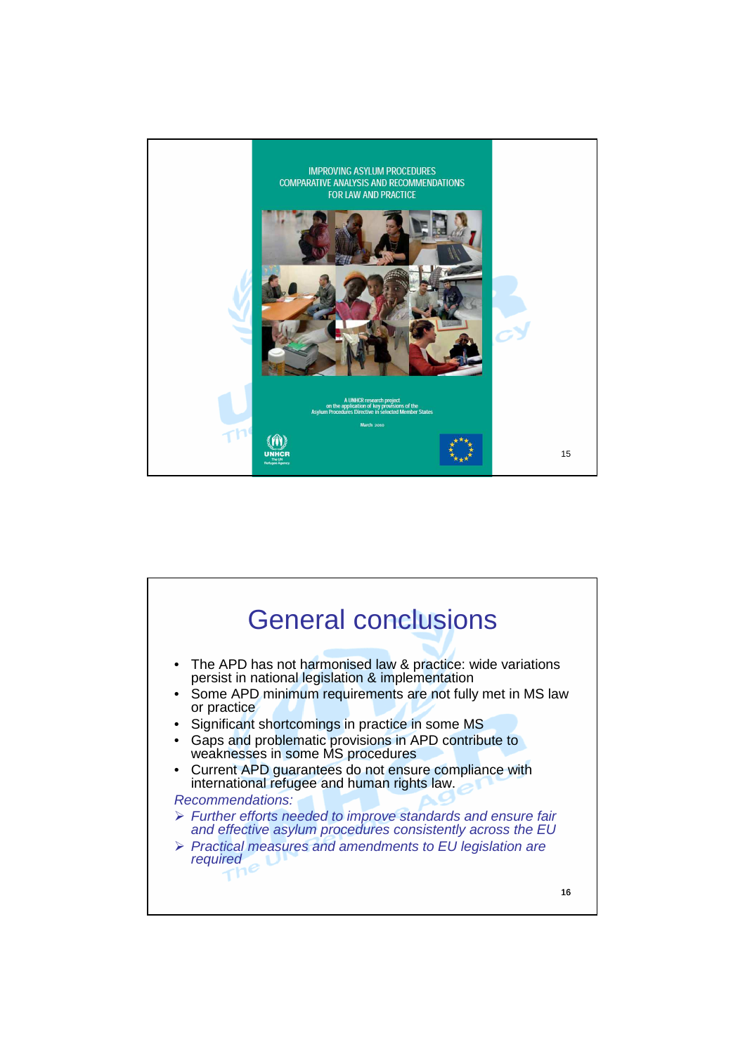IMPROVING ASYLUM PROCEDURES
COMPARATIVE ANALYSIS AND RECOMMENDATIONS
FOR LAW AND PRACTICE

A UNHCR research project
on the application of key provisions of the
Asylum Procedures Directive in selected Member States

March 2010

# General conclusions

- The APD has not harmonised law & practice: wide variations persist in national legislation & implementation
- Some APD minimum requirements are not fully met in MS law or practice
- Significant shortcomings in practice in some MS
- Gaps and problematic provisions in APD contribute to weaknesses in some MS procedures
- Current APD guarantees do not ensure compliance with international refugee and human rights law.

*Recommendations:*

- *Further efforts needed to improve standards and ensure fair and effective asylum procedures consistently across the EU*
- *Practical measures and amendments to EU legislation are required*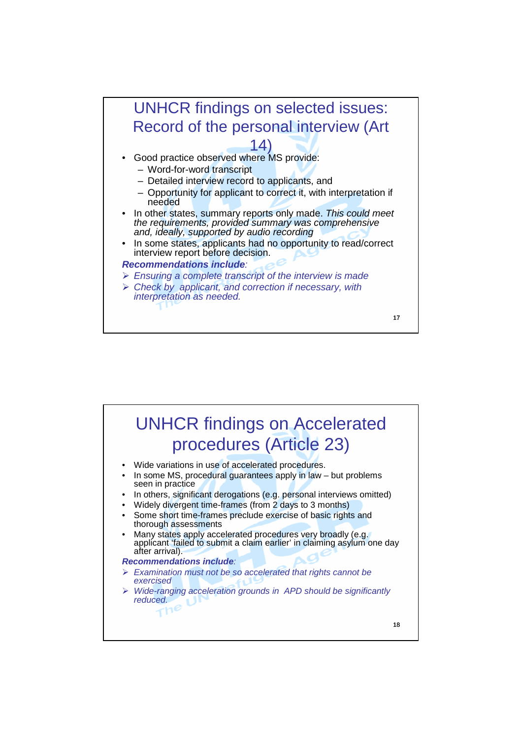## UNHCR findings on selected issues: Record of the personal interview (Art 14)

- Good practice observed where MS provide:
  - Word-for-word transcript
  - Detailed interview record to applicants, and
  - Opportunity for applicant to correct it, with interpretation if needed
- In other states, summary reports only made. *This could meet the requirements, provided summary was comprehensive and, ideally, supported by audio recording*
- In some states, applicants had no opportunity to read/correct interview report before decision.

***Recommendations include**:*

- *Ensuring a complete transcript of the interview is made*
- *Check by applicant, and correction if necessary, with interpretation as needed.*

## UNHCR findings on Accelerated procedures (Article 23)

- Wide variations in use of accelerated procedures.
- In some MS, procedural guarantees apply in law – but problems seen in practice
- In others, significant derogations (e.g. personal interviews omitted)
- Widely divergent time-frames (from 2 days to 3 months)
- Some short time-frames preclude exercise of basic rights and thorough assessments
- Many states apply accelerated procedures very broadly (e.g. applicant 'failed to submit a claim earlier' in claiming asylum one day after arrival).

***Recommendations include**:*

- *Examination must not be so accelerated that rights cannot be exercised*
- *Wide-ranging acceleration grounds in APD should be significantly reduced.*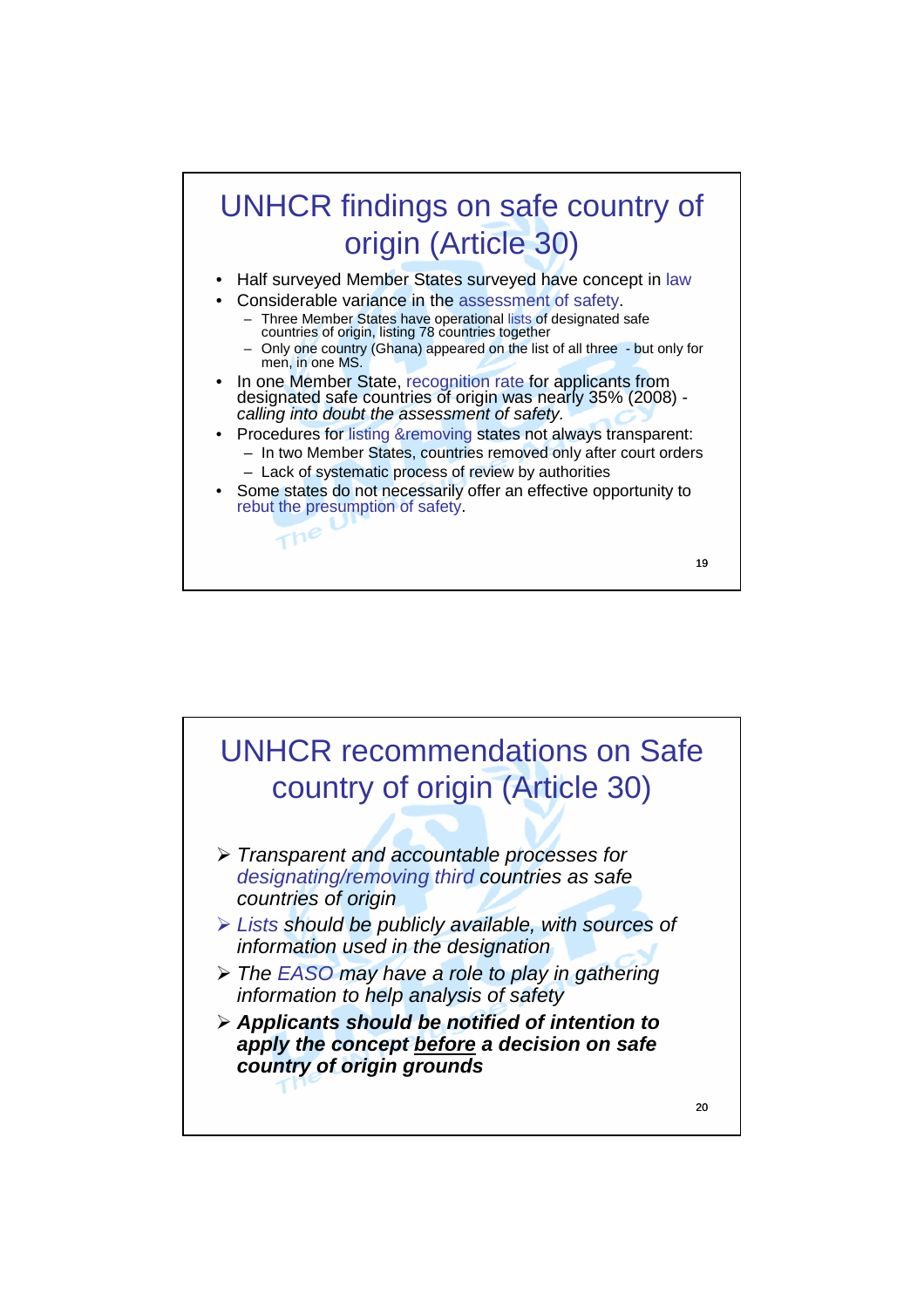# UNHCR findings on safe country of origin (Article 30)

- Half surveyed Member States surveyed have concept in law
- Considerable variance in the assessment of safety.
  - Three Member States have operational lists of designated safe countries of origin, listing 78 countries together
  - Only one country (Ghana) appeared on the list of all three - but only for men, in one MS.
- In one Member State, recognition rate for applicants from designated safe countries of origin was nearly 35% (2008) - *calling into doubt the assessment of safety.*
- Procedures for listing &removing states not always transparent:
  - In two Member States, countries removed only after court orders
  - Lack of systematic process of review by authorities
- Some states do not necessarily offer an effective opportunity to rebut the presumption of safety.

# UNHCR recommendations on Safe country of origin (Article 30)

- *Transparent and accountable processes for designating/removing third countries as safe countries of origin*
- *Lists should be publicly available, with sources of information used in the designation*
- *The EASO may have a role to play in gathering information to help analysis of safety*
- ***Applicants should be notified of intention to apply the concept <u>before</u> a decision on safe country of origin grounds***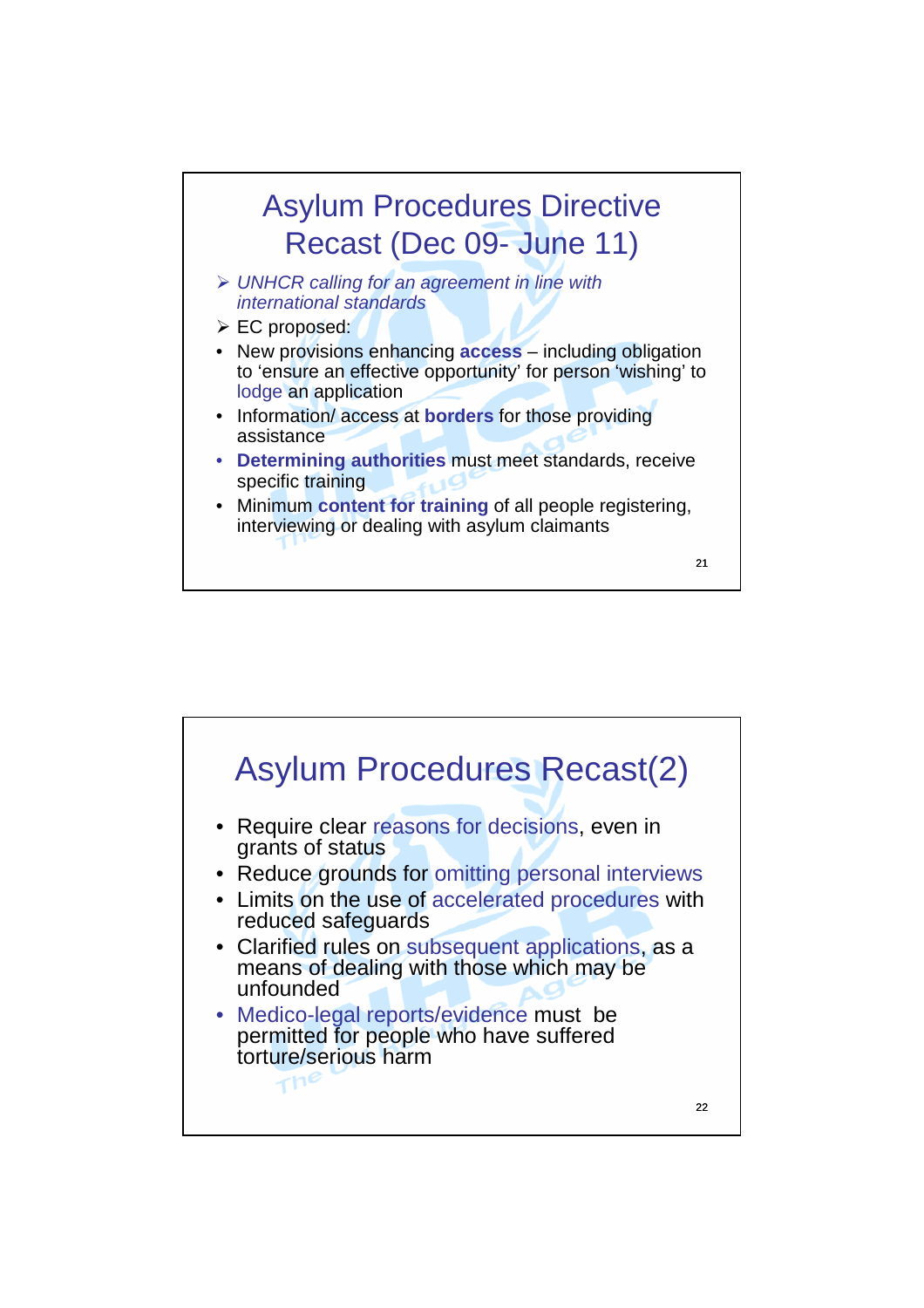## Asylum Procedures Directive Recast (Dec 09- June 11)

- *UNHCR calling for an agreement in line with international standards*
- EC proposed:
- New provisions enhancing **access** – including obligation to 'ensure an effective opportunity' for person 'wishing' to lodge an application
- Information/ access at **borders** for those providing assistance
- **Determining authorities** must meet standards, receive specific training
- Minimum **content for training** of all people registering, interviewing or dealing with asylum claimants

## Asylum Procedures Recast(2)

- Require clear reasons for decisions, even in grants of status
- Reduce grounds for omitting personal interviews
- Limits on the use of accelerated procedures with reduced safeguards
- Clarified rules on subsequent applications, as a means of dealing with those which may be unfounded
- Medico-legal reports/evidence must be permitted for people who have suffered torture/serious harm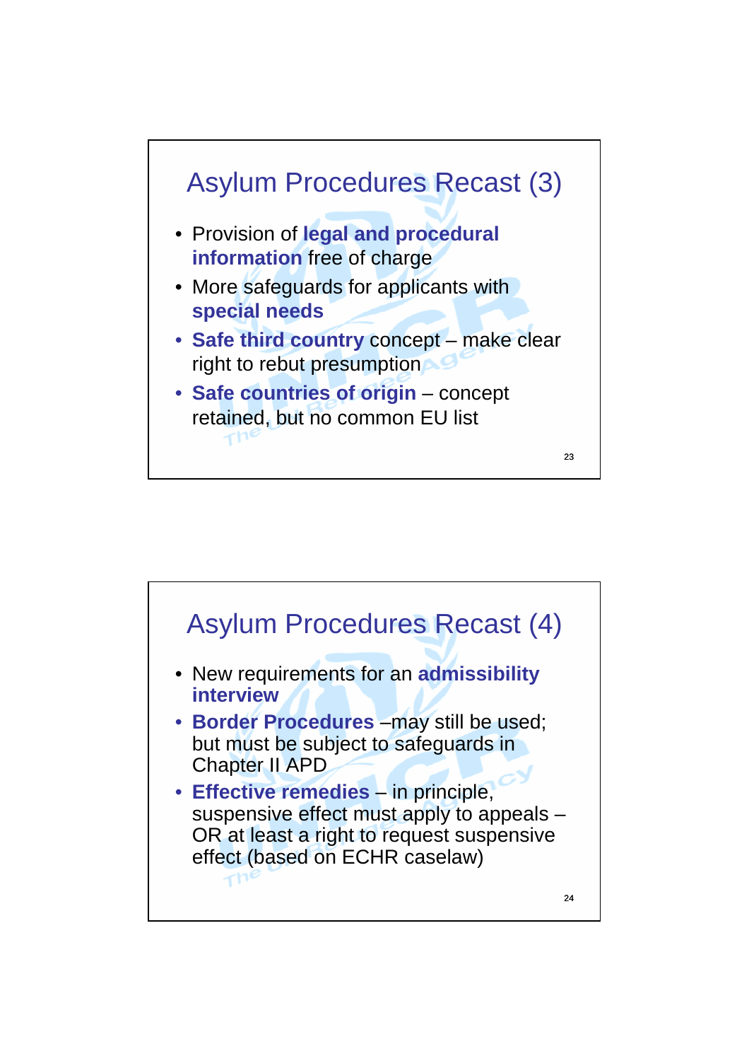## Asylum Procedures Recast (3)

- Provision of **legal and procedural information** free of charge
- More safeguards for applicants with **special needs**
- **Safe third country** concept – make clear right to rebut presumption
- **Safe countries of origin** – concept retained, but no common EU list

## Asylum Procedures Recast (4)

- New requirements for an **admissibility interview**
- **Border Procedures** –may still be used; but must be subject to safeguards in Chapter II APD
- **Effective remedies** – in principle, suspensive effect must apply to appeals – OR at least a right to request suspensive effect (based on ECHR caselaw)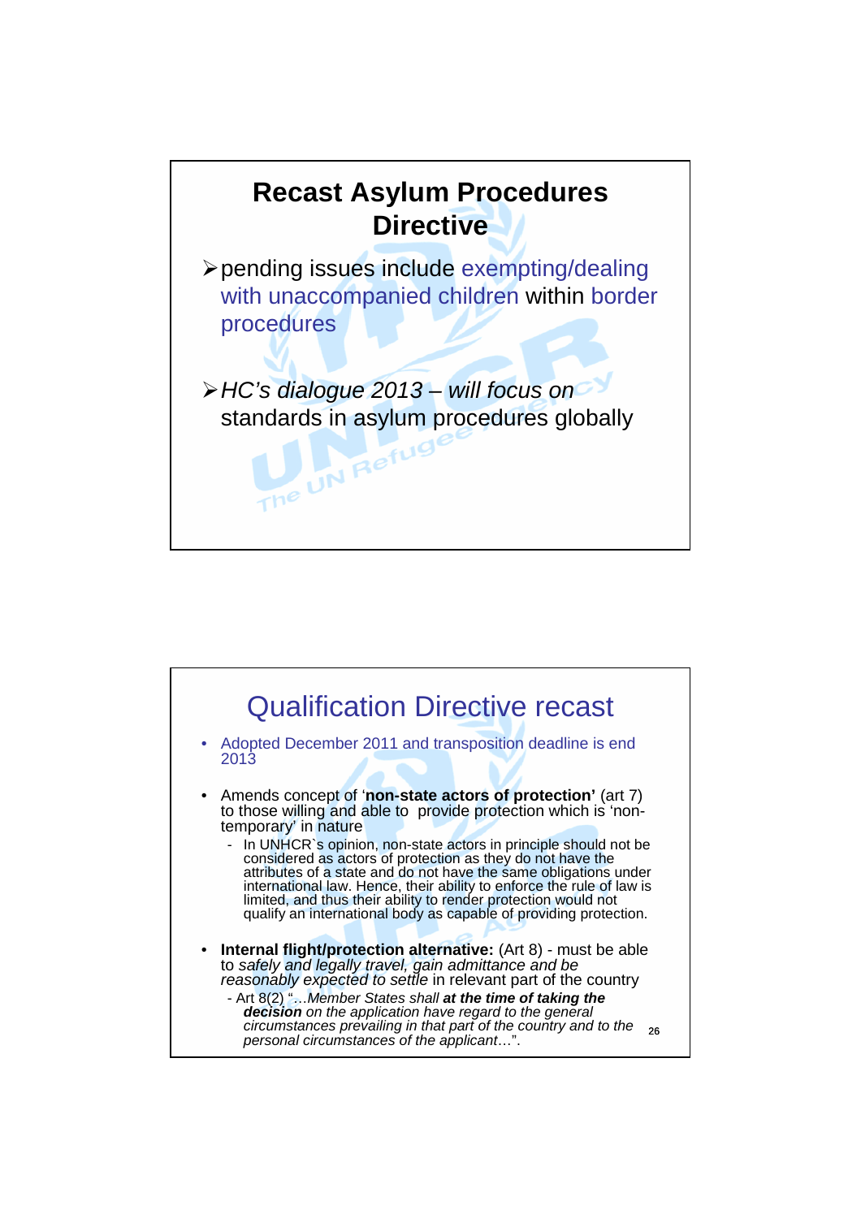## Recast Asylum Procedures Directive

- pending issues include exempting/dealing with unaccompanied children within border procedures
- *HC's dialogue 2013 – will focus on* standards in asylum procedures globally

## Qualification Directive recast

- Adopted December 2011 and transposition deadline is end 2013
- Amends concept of '**non-state actors of protection'** (art 7) to those willing and able to provide protection which is 'non-temporary' in nature
  - In UNHCR`s opinion, non-state actors in principle should not be considered as actors of protection as they do not have the attributes of a state and do not have the same obligations under international law. Hence, their ability to enforce the rule of law is limited, and thus their ability to render protection would not qualify an international body as capable of providing protection.
- **Internal flight/protection alternative:** (Art 8) - must be able to *safely and legally travel, gain admittance and be reasonably expected to settle* in relevant part of the country
  - Art 8(2) "*…Member States shall **at the time of taking the decision** on the application have regard to the general circumstances prevailing in that part of the country and to the personal circumstances of the applicant*…".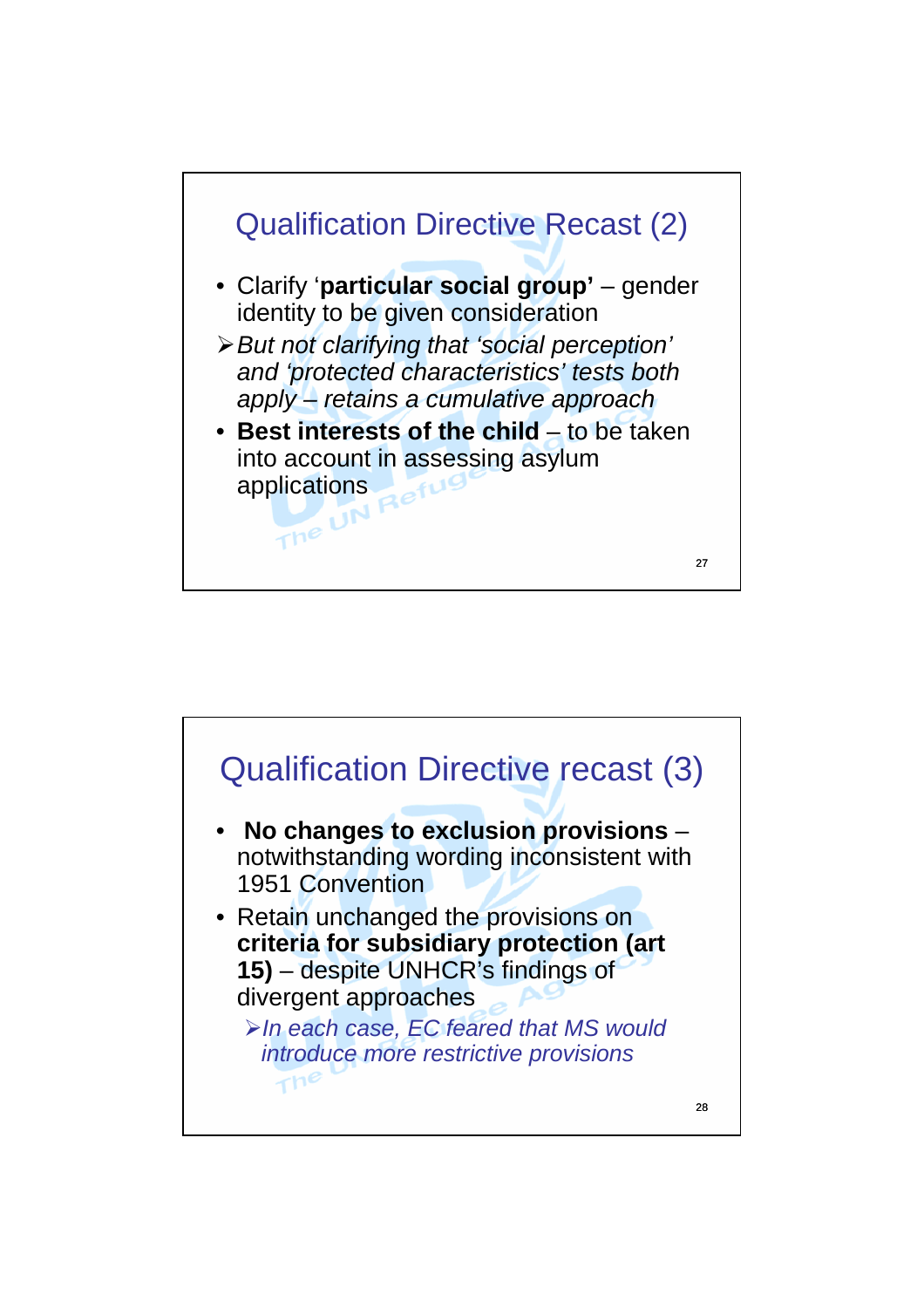## Qualification Directive Recast (2)

- Clarify '**particular social group'** – gender identity to be given consideration
  - *But not clarifying that 'social perception' and 'protected characteristics' tests both apply – retains a cumulative approach*
- **Best interests of the child** – to be taken into account in assessing asylum applications

## Qualification Directive recast (3)

- **No changes to exclusion provisions** – notwithstanding wording inconsistent with 1951 Convention
- Retain unchanged the provisions on **criteria for subsidiary protection (art 15)** – despite UNHCR's findings of divergent approaches
  - *In each case, EC feared that MS would introduce more restrictive provisions*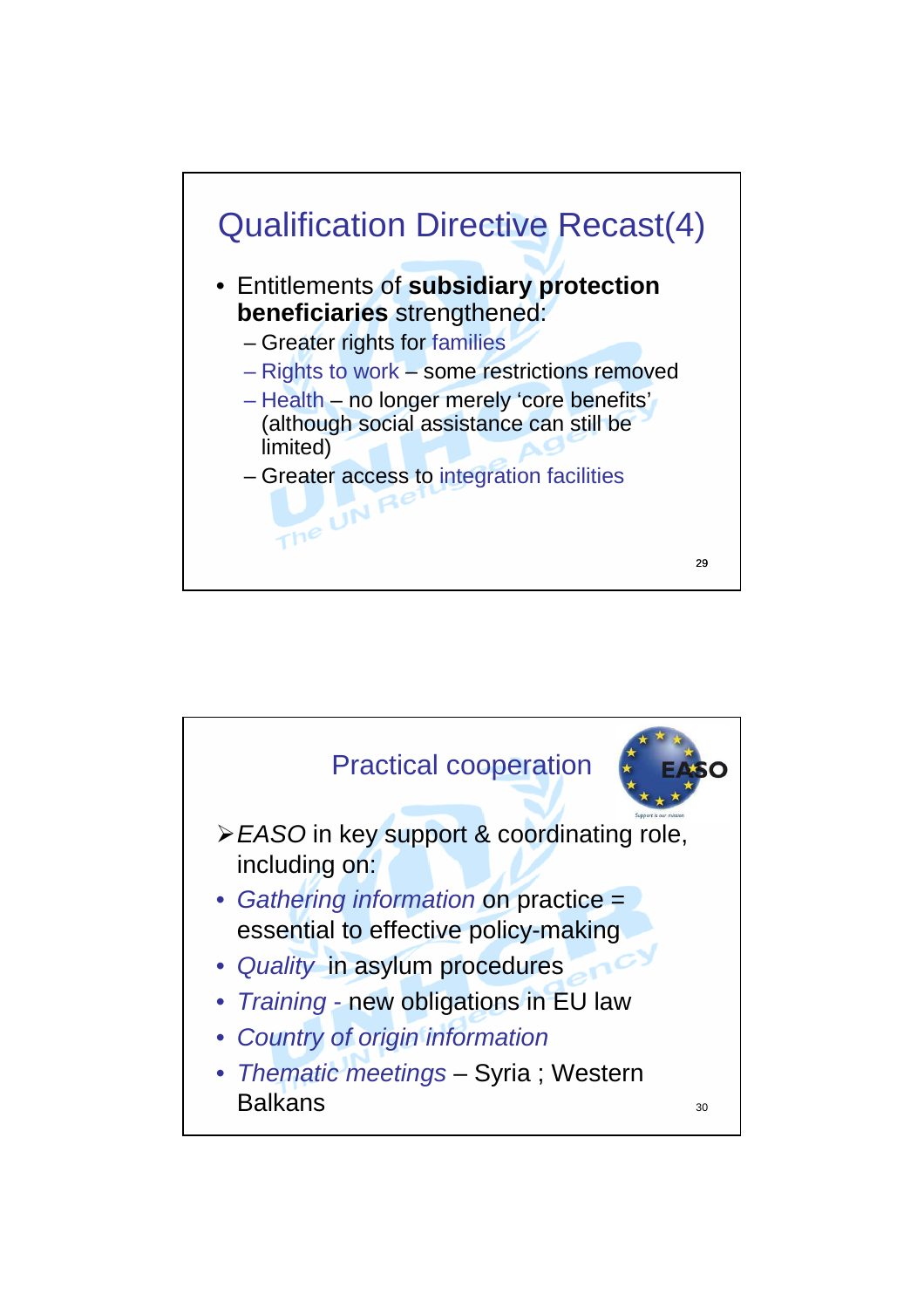## Qualification Directive Recast(4)

- Entitlements of **subsidiary protection beneficiaries** strengthened:
  - Greater rights for families
  - Rights to work – some restrictions removed
  - Health – no longer merely 'core benefits' (although social assistance can still be limited)
  - Greater access to integration facilities

## Practical cooperation

➢ *EASO* in key support & coordinating role, including on:

- *Gathering information* on practice = essential to effective policy-making
- *Quality* in asylum procedures
- *Training* - new obligations in EU law
- *Country of origin information*
- *Thematic meetings* – Syria ; Western Balkans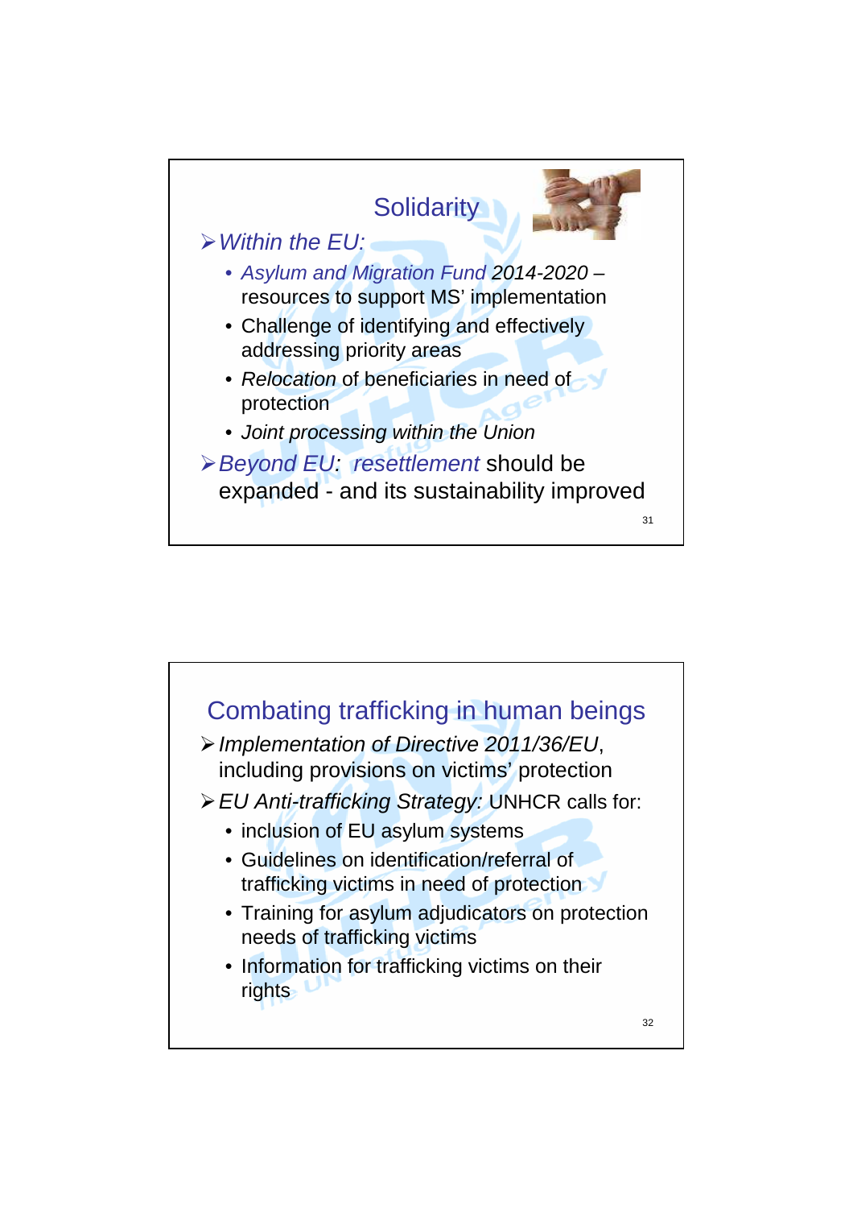## Solidarity

- *Within the EU:*
  - *Asylum and Migration Fund 2014-2020* – resources to support MS' implementation
  - Challenge of identifying and effectively addressing priority areas
  - *Relocation* of beneficiaries in need of protection
  - *Joint processing within the Union*
- *Beyond EU: resettlement* should be expanded - and its sustainability improved

## Combating trafficking in human beings

- *Implementation of Directive 2011/36/EU*, including provisions on victims' protection
- *EU Anti-trafficking Strategy:* UNHCR calls for:
  - inclusion of EU asylum systems
  - Guidelines on identification/referral of trafficking victims in need of protection
  - Training for asylum adjudicators on protection needs of trafficking victims
  - Information for trafficking victims on their rights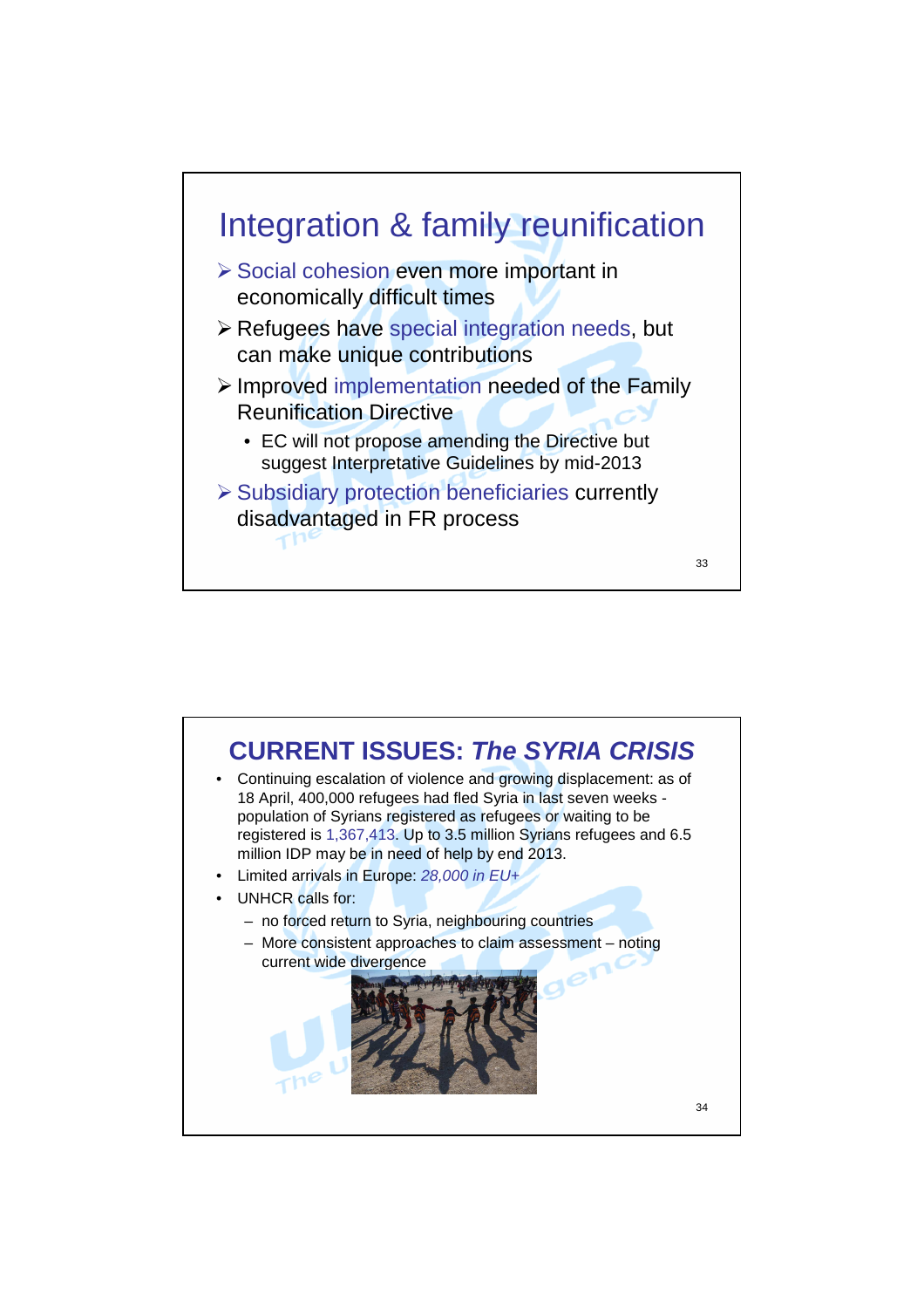## Integration & family reunification

- Social cohesion even more important in economically difficult times
- Refugees have special integration needs, but can make unique contributions
- Improved implementation needed of the Family Reunification Directive
  - EC will not propose amending the Directive but suggest Interpretative Guidelines by mid-2013
- Subsidiary protection beneficiaries currently disadvantaged in FR process

## CURRENT ISSUES: *The SYRIA CRISIS*

- Continuing escalation of violence and growing displacement: as of 18 April, 400,000 refugees had fled Syria in last seven weeks - population of Syrians registered as refugees or waiting to be registered is 1,367,413. Up to 3.5 million Syrians refugees and 6.5 million IDP may be in need of help by end 2013.
- Limited arrivals in Europe: *28,000 in EU+*
- UNHCR calls for:
  - no forced return to Syria, neighbouring countries
  - More consistent approaches to claim assessment – noting current wide divergence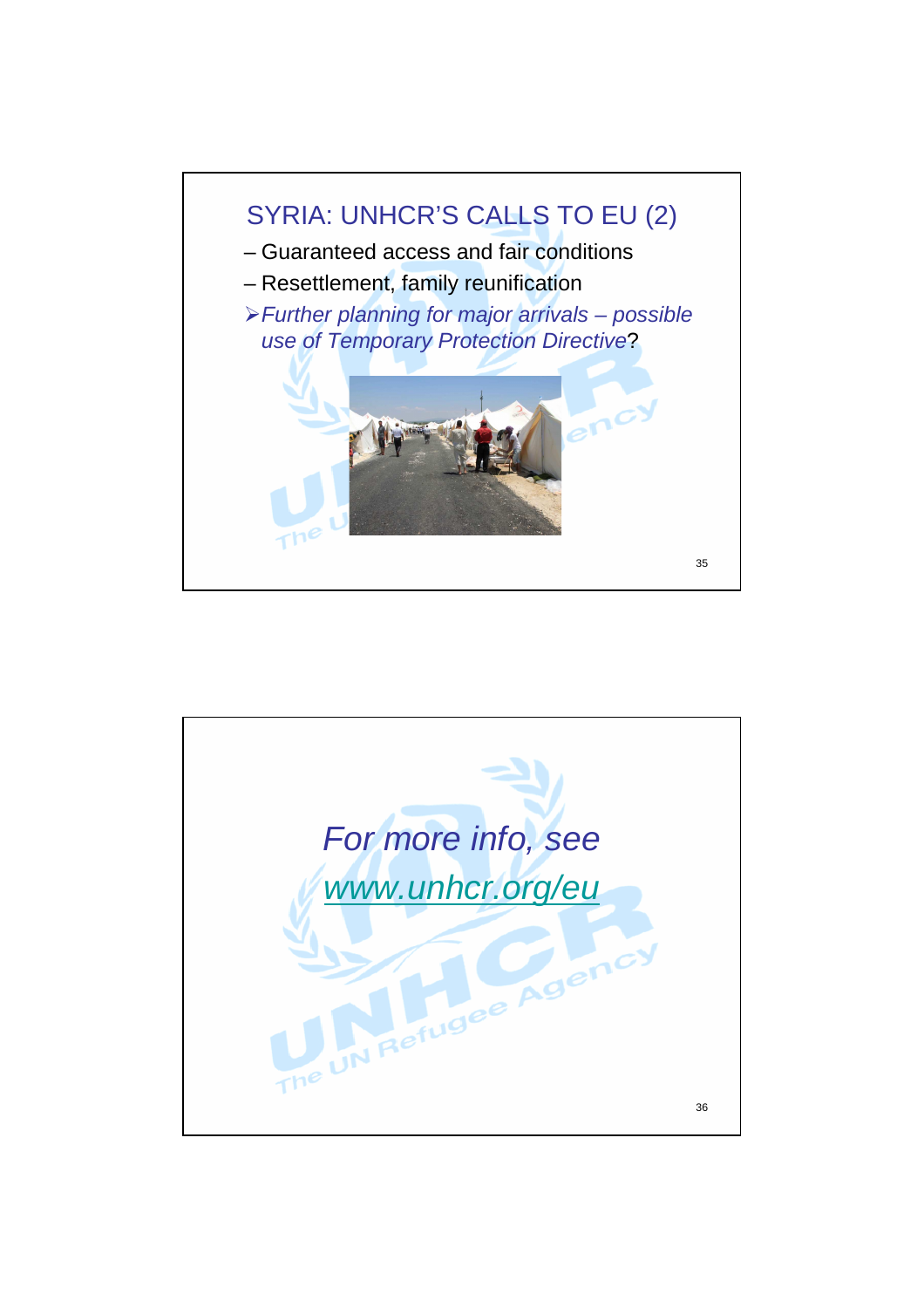## SYRIA: UNHCR'S CALLS TO EU (2)

– Guaranteed access and fair conditions

– Resettlement, family reunification

➢ *Further planning for major arrivals – possible use of Temporary Protection Directive*?

*For more info, see*

*www.unhcr.org/eu*